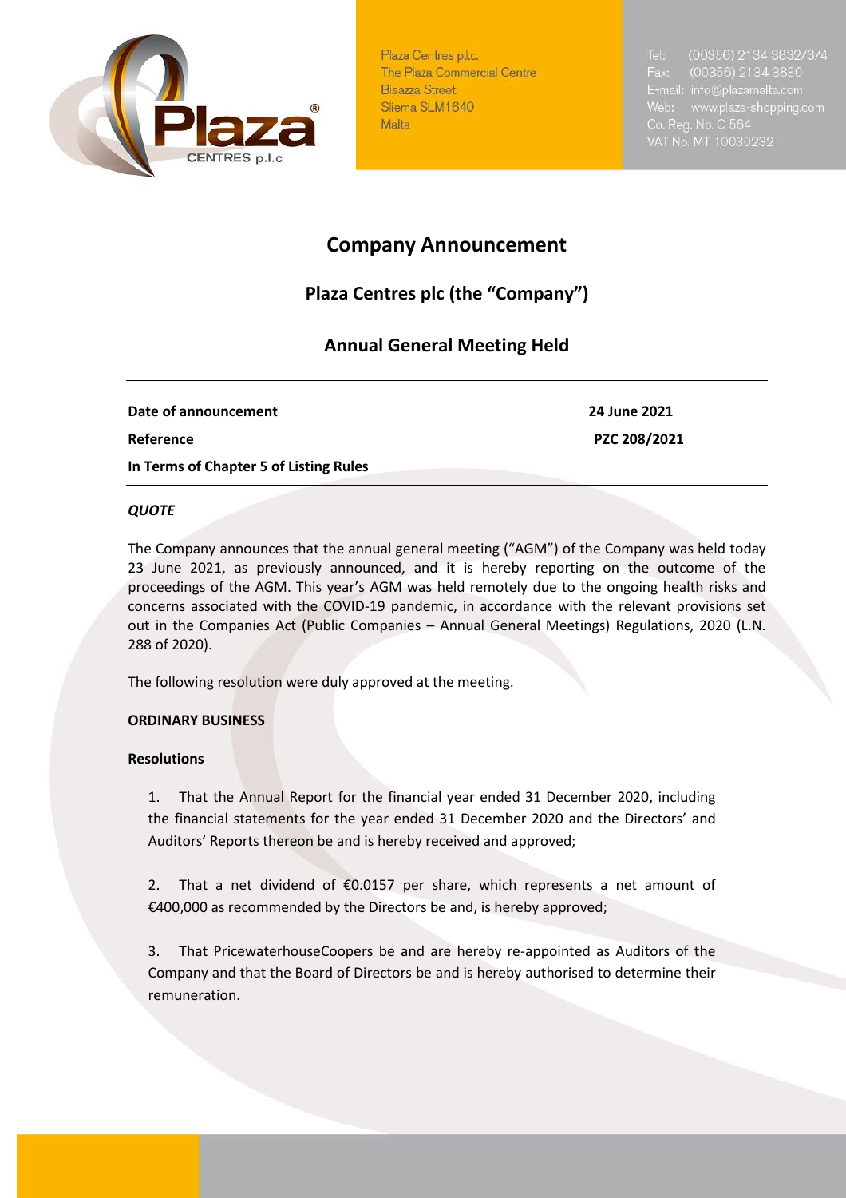Plaza Centres p.l.c.
The Plaza Commercial Centre
Bisazza Street
Sliema SLM1640
Malta

Tel: (00356) 2134 3832/3/4
Fax: (00356) 2134 3830
E-mail: info@plazamalta.com
Web: www.plaza-shopping.com
Co. Reg. No. C 564
VAT No. MT 10030232

# Company Announcement

## Plaza Centres plc (the "Company")

## Annual General Meeting Held

| | |
|---|---|
| **Date of announcement** | **24 June 2021** |
| **Reference** | **PZC 208/2021** |
| **In Terms of Chapter 5 of Listing Rules** | |

***QUOTE***

The Company announces that the annual general meeting ("AGM") of the Company was held today 23 June 2021, as previously announced, and it is hereby reporting on the outcome of the proceedings of the AGM. This year's AGM was held remotely due to the ongoing health risks and concerns associated with the COVID-19 pandemic, in accordance with the relevant provisions set out in the Companies Act (Public Companies – Annual General Meetings) Regulations, 2020 (L.N. 288 of 2020).

The following resolution were duly approved at the meeting.

**ORDINARY BUSINESS**

**Resolutions**

1. That the Annual Report for the financial year ended 31 December 2020, including the financial statements for the year ended 31 December 2020 and the Directors' and Auditors' Reports thereon be and is hereby received and approved;

2. That a net dividend of €0.0157 per share, which represents a net amount of €400,000 as recommended by the Directors be and, is hereby approved;

3. That PricewaterhouseCoopers be and are hereby re-appointed as Auditors of the Company and that the Board of Directors be and is hereby authorised to determine their remuneration.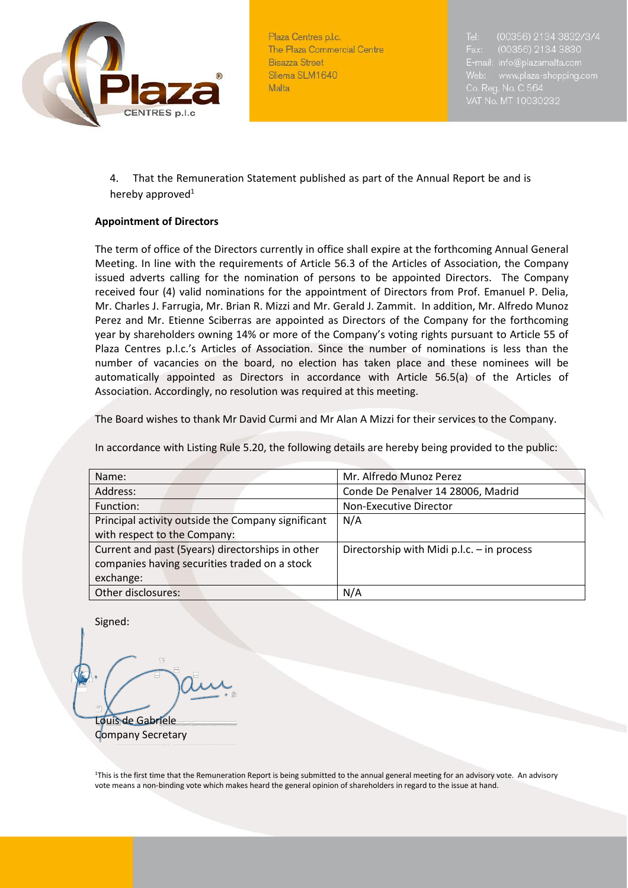4. That the Remuneration Statement published as part of the Annual Report be and is hereby approved[1]

**Appointment of Directors**

The term of office of the Directors currently in office shall expire at the forthcoming Annual General Meeting. In line with the requirements of Article 56.3 of the Articles of Association, the Company issued adverts calling for the nomination of persons to be appointed Directors. The Company received four (4) valid nominations for the appointment of Directors from Prof. Emanuel P. Delia, Mr. Charles J. Farrugia, Mr. Brian R. Mizzi and Mr. Gerald J. Zammit. In addition, Mr. Alfredo Munoz Perez and Mr. Etienne Sciberras are appointed as Directors of the Company for the forthcoming year by shareholders owning 14% or more of the Company's voting rights pursuant to Article 55 of Plaza Centres p.l.c.'s Articles of Association. Since the number of nominations is less than the number of vacancies on the board, no election has taken place and these nominees will be automatically appointed as Directors in accordance with Article 56.5(a) of the Articles of Association. Accordingly, no resolution was required at this meeting.

The Board wishes to thank Mr David Curmi and Mr Alan A Mizzi for their services to the Company.

In accordance with Listing Rule 5.20, the following details are hereby being provided to the public:

| | |
|---|---|
| Name: | Mr. Alfredo Munoz Perez |
| Address: | Conde De Penalver 14 28006, Madrid |
| Function: | Non-Executive Director |
| Principal activity outside the Company significant with respect to the Company: | N/A |
| Current and past (5years) directorships in other companies having securities traded on a stock exchange: | Directorship with Midi p.l.c. – in process |
| Other disclosures: | N/A |

Signed:

Louis de Gabriele
Company Secretary

[1]This is the first time that the Remuneration Report is being submitted to the annual general meeting for an advisory vote. An advisory vote means a non-binding vote which makes heard the general opinion of shareholders in regard to the issue at hand.